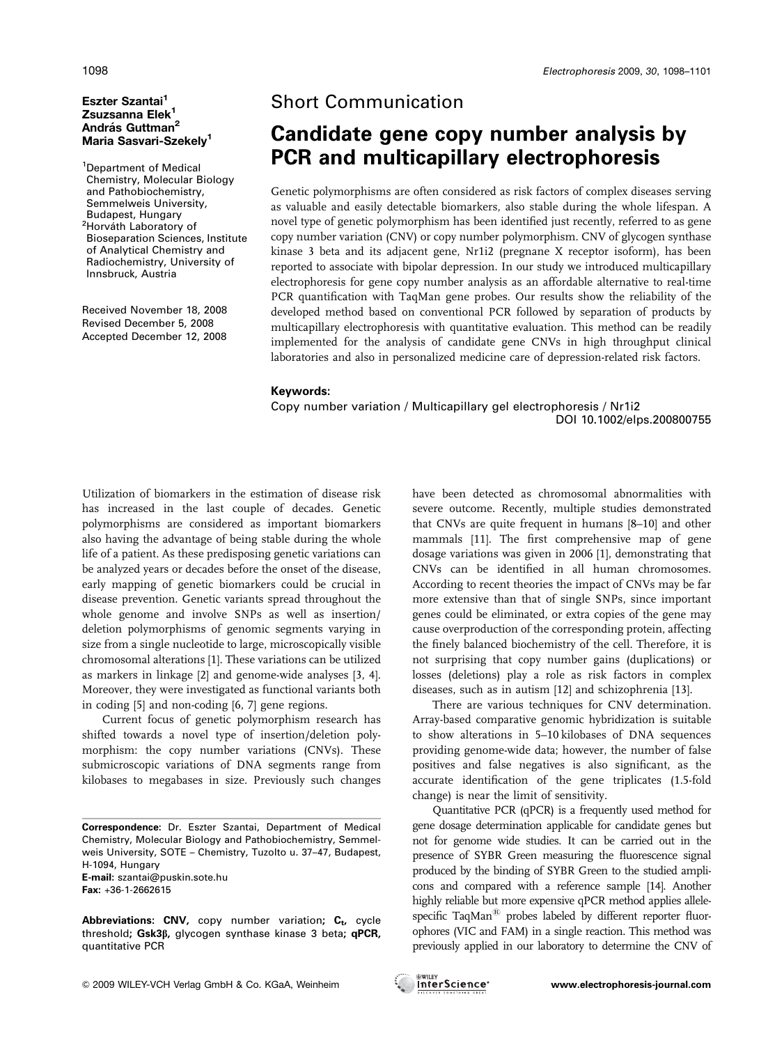Short Communication

# Candidate gene copy number analysis by PCR and multicapillary electrophoresis

**Eszter Szantai[1]**
**Zsuzsanna Elek[1]**
**András Guttman[2]**
**Maria Sasvari-Szekely[1]**

[1]Department of Medical Chemistry, Molecular Biology and Pathobiochemistry, Semmelweis University, Budapest, Hungary
[2]Horváth Laboratory of Bioseparation Sciences, Institute of Analytical Chemistry and Radiochemistry, University of Innsbruck, Austria

Received November 18, 2008
Revised December 5, 2008
Accepted December 12, 2008

Genetic polymorphisms are often considered as risk factors of complex diseases serving as valuable and easily detectable biomarkers, also stable during the whole lifespan. A novel type of genetic polymorphism has been identified just recently, referred to as gene copy number variation (CNV) or copy number polymorphism. CNV of glycogen synthase kinase 3 beta and its adjacent gene, Nr1i2 (pregnane X receptor isoform), has been reported to associate with bipolar depression. In our study we introduced multicapillary electrophoresis for gene copy number analysis as an affordable alternative to real-time PCR quantification with TaqMan gene probes. Our results show the reliability of the developed method based on conventional PCR followed by separation of products by multicapillary electrophoresis with quantitative evaluation. This method can be readily implemented for the analysis of candidate gene CNVs in high throughput clinical laboratories and also in personalized medicine care of depression-related risk factors.

**Keywords:**

Copy number variation / Multicapillary gel electrophoresis / Nr1i2

DOI 10.1002/elps.200800755

Utilization of biomarkers in the estimation of disease risk has increased in the last couple of decades. Genetic polymorphisms are considered as important biomarkers also having the advantage of being stable during the whole life of a patient. As these predisposing genetic variations can be analyzed years or decades before the onset of the disease, early mapping of genetic biomarkers could be crucial in disease prevention. Genetic variants spread throughout the whole genome and involve SNPs as well as insertion/deletion polymorphisms of genomic segments varying in size from a single nucleotide to large, microscopically visible chromosomal alterations [1]. These variations can be utilized as markers in linkage [2] and genome-wide analyses [3, 4]. Moreover, they were investigated as functional variants both in coding [5] and non-coding [6, 7] gene regions.

Current focus of genetic polymorphism research has shifted towards a novel type of insertion/deletion polymorphism: the copy number variations (CNVs). These submicroscopic variations of DNA segments range from kilobases to megabases in size. Previously such changes have been detected as chromosomal abnormalities with severe outcome. Recently, multiple studies demonstrated that CNVs are quite frequent in humans [8–10] and other mammals [11]. The first comprehensive map of gene dosage variations was given in 2006 [1], demonstrating that CNVs can be identified in all human chromosomes. According to recent theories the impact of CNVs may be far more extensive than that of single SNPs, since important genes could be eliminated, or extra copies of the gene may cause overproduction of the corresponding protein, affecting the finely balanced biochemistry of the cell. Therefore, it is not surprising that copy number gains (duplications) or losses (deletions) play a role as risk factors in complex diseases, such as in autism [12] and schizophrenia [13].

There are various techniques for CNV determination. Array-based comparative genomic hybridization is suitable to show alterations in 5–10 kilobases of DNA sequences providing genome-wide data; however, the number of false positives and false negatives is also significant, as the accurate identification of the gene triplicates (1.5-fold change) is near the limit of sensitivity.

Quantitative PCR (qPCR) is a frequently used method for gene dosage determination applicable for candidate genes but not for genome wide studies. It can be carried out in the presence of SYBR Green measuring the fluorescence signal produced by the binding of SYBR Green to the studied amplicons and compared with a reference sample [14]. Another highly reliable but more expensive qPCR method applies allele-specific TaqMan® probes labeled by different reporter fluorophores (VIC and FAM) in a single reaction. This method was previously applied in our laboratory to determine the CNV of

**Correspondence:** Dr. Eszter Szantai, Department of Medical Chemistry, Molecular Biology and Pathobiochemistry, Semmelweis University, SOTE – Chemistry, Tuzolto u. 37–47, Budapest, H-1094, Hungary
**E-mail:** szantai@puskin.sote.hu
**Fax:** +36-1-2662615

**Abbreviations: CNV,** copy number variation; **$C_t$,** cycle threshold; **Gsk3β,** glycogen synthase kinase 3 beta; **qPCR,** quantitative PCR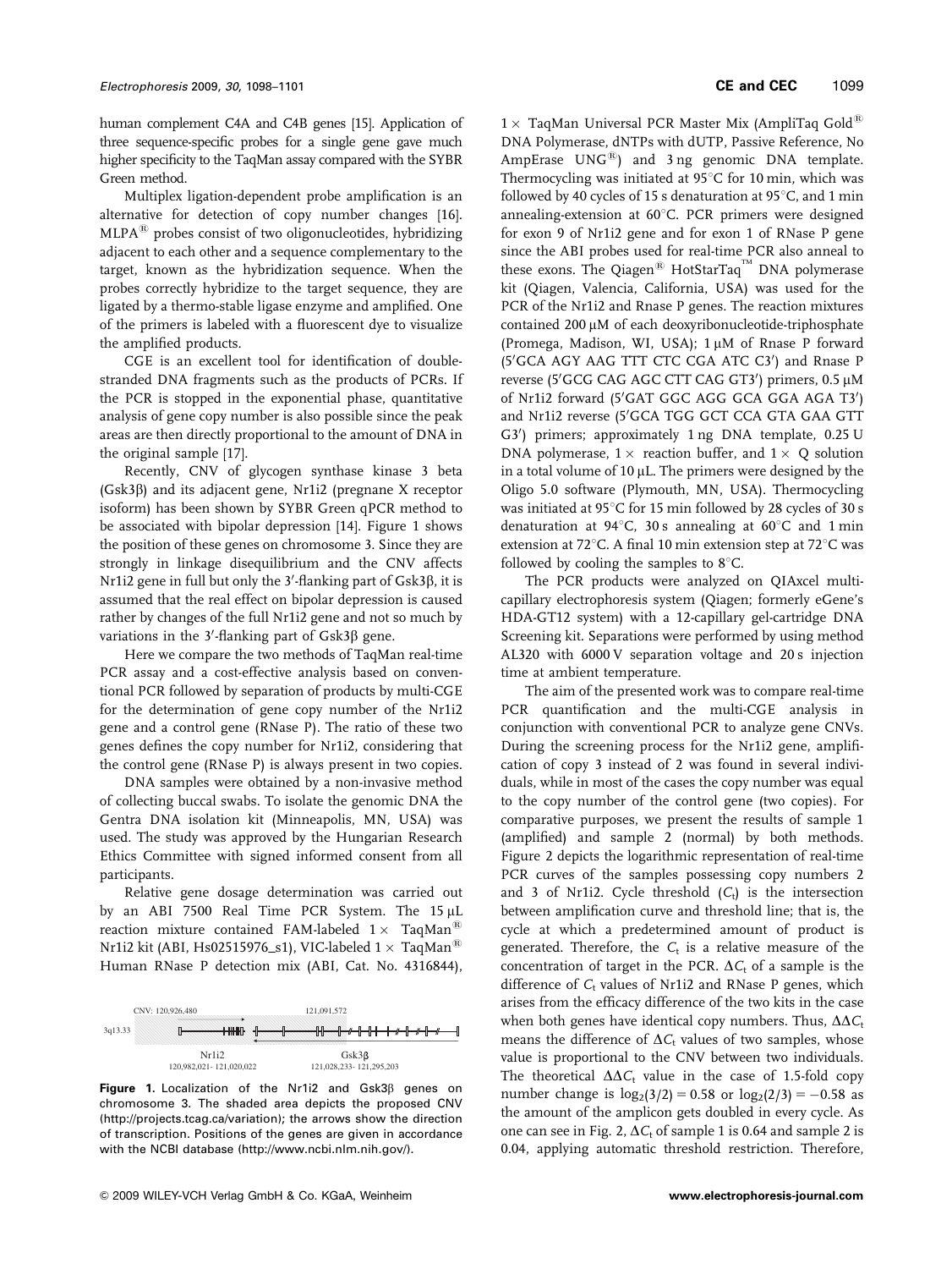human complement C4A and C4B genes [15]. Application of three sequence-specific probes for a single gene gave much higher specificity to the TaqMan assay compared with the SYBR Green method.

Multiplex ligation-dependent probe amplification is an alternative for detection of copy number changes [16]. MLPA® probes consist of two oligonucleotides, hybridizing adjacent to each other and a sequence complementary to the target, known as the hybridization sequence. When the probes correctly hybridize to the target sequence, they are ligated by a thermo-stable ligase enzyme and amplified. One of the primers is labeled with a fluorescent dye to visualize the amplified products.

CGE is an excellent tool for identification of double-stranded DNA fragments such as the products of PCRs. If the PCR is stopped in the exponential phase, quantitative analysis of gene copy number is also possible since the peak areas are then directly proportional to the amount of DNA in the original sample [17].

Recently, CNV of glycogen synthase kinase 3 beta (Gsk3β) and its adjacent gene, Nr1i2 (pregnane X receptor isoform) has been shown by SYBR Green qPCR method to be associated with bipolar depression [14]. Figure 1 shows the position of these genes on chromosome 3. Since they are strongly in linkage disequilibrium and the CNV affects Nr1i2 gene in full but only the 3′-flanking part of Gsk3β, it is assumed that the real effect on bipolar depression is caused rather by changes of the full Nr1i2 gene and not so much by variations in the 3′-flanking part of Gsk3β gene.

Here we compare the two methods of TaqMan real-time PCR assay and a cost-effective analysis based on conventional PCR followed by separation of products by multi-CGE for the determination of gene copy number of the Nr1i2 gene and a control gene (RNase P). The ratio of these two genes defines the copy number for Nr1i2, considering that the control gene (RNase P) is always present in two copies.

DNA samples were obtained by a non-invasive method of collecting buccal swabs. To isolate the genomic DNA the Gentra DNA isolation kit (Minneapolis, MN, USA) was used. The study was approved by the Hungarian Research Ethics Committee with signed informed consent from all participants.

Relative gene dosage determination was carried out by an ABI 7500 Real Time PCR System. The 15 μL reaction mixture contained FAM-labeled 1× TaqMan® Nr1i2 kit (ABI, Hs02515976_s1), VIC-labeled 1× TaqMan® Human RNase P detection mix (ABI, Cat. No. 4316844),

**Figure 1.** Localization of the Nr1i2 and Gsk3β genes on chromosome 3. The shaded area depicts the proposed CNV (http://projects.tcag.ca/variation); the arrows show the direction of transcription. Positions of the genes are given in accordance with the NCBI database (http://www.ncbi.nlm.nih.gov/).

1× TaqMan Universal PCR Master Mix (AmpliTaq Gold® DNA Polymerase, dNTPs with dUTP, Passive Reference, No AmpErase UNG®) and 3 ng genomic DNA template. Thermocycling was initiated at 95°C for 10 min, which was followed by 40 cycles of 15 s denaturation at 95°C, and 1 min annealing-extension at 60°C. PCR primers were designed for exon 9 of Nr1i2 gene and for exon 1 of RNase P gene since the ABI probes used for real-time PCR also anneal to these exons. The Qiagen® HotStarTaq™ DNA polymerase kit (Qiagen, Valencia, California, USA) was used for the PCR of the Nr1i2 and Rnase P genes. The reaction mixtures contained 200 μM of each deoxyribonucleotide-triphosphate (Promega, Madison, WI, USA); 1 μM of Rnase P forward (5′GCA AGY AAG TTT CTC CGA ATC C3′) and Rnase P reverse (5′GCG CAG AGC CTT CAG GT3′) primers, 0.5 μM of Nr1i2 forward (5′GAT GGC AGG GCA GGA AGA T3′) and Nr1i2 reverse (5′GCA TGG GCT CCA GTA GAA GTT G3′) primers; approximately 1 ng DNA template, 0.25 U DNA polymerase, 1× reaction buffer, and 1× Q solution in a total volume of 10 μL. The primers were designed by the Oligo 5.0 software (Plymouth, MN, USA). Thermocycling was initiated at 95°C for 15 min followed by 28 cycles of 30 s denaturation at 94°C, 30 s annealing at 60°C and 1 min extension at 72°C. A final 10 min extension step at 72°C was followed by cooling the samples to 8°C.

The PCR products were analyzed on QIAxcel multicapillary electrophoresis system (Qiagen; formerly eGene's HDA-GT12 system) with a 12-capillary gel-cartridge DNA Screening kit. Separations were performed by using method AL320 with 6000 V separation voltage and 20 s injection time at ambient temperature.

The aim of the presented work was to compare real-time PCR quantification and the multi-CGE analysis in conjunction with conventional PCR to analyze gene CNVs. During the screening process for the Nr1i2 gene, amplification of copy 3 instead of 2 was found in several individuals, while in most of the cases the copy number was equal to the copy number of the control gene (two copies). For comparative purposes, we present the results of sample 1 (amplified) and sample 2 (normal) by both methods. Figure 2 depicts the logarithmic representation of real-time PCR curves of the samples possessing copy numbers 2 and 3 of Nr1i2. Cycle threshold ($C_t$) is the intersection between amplification curve and threshold line; that is, the cycle at which a predetermined amount of product is generated. Therefore, the $C_t$ is a relative measure of the concentration of target in the PCR. $\Delta C_t$ of a sample is the difference of $C_t$ values of Nr1i2 and RNase P genes, which arises from the efficacy difference of the two kits in the case when both genes have identical copy numbers. Thus, $\Delta\Delta C_t$ means the difference of $\Delta C_t$ values of two samples, whose value is proportional to the CNV between two individuals. The theoretical $\Delta\Delta C_t$ value in the case of 1.5-fold copy number change is $\log_2(3/2) = 0.58$ or $\log_2(2/3) = -0.58$ as the amount of the amplicon gets doubled in every cycle. As one can see in Fig. 2, $\Delta C_t$ of sample 1 is 0.64 and sample 2 is 0.04, applying automatic threshold restriction. Therefore,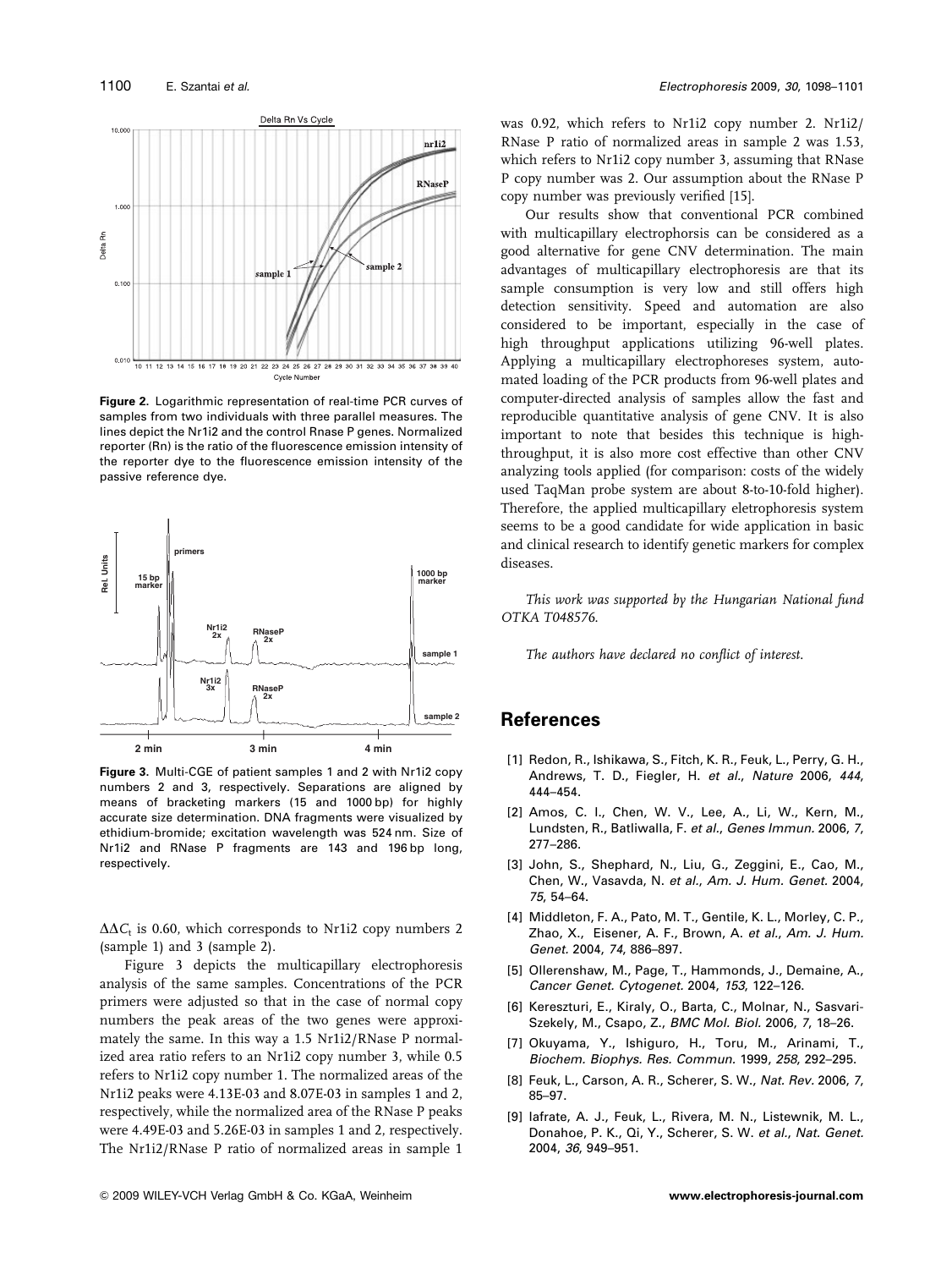**Figure 2.** Logarithmic representation of real-time PCR curves of samples from two individuals with three parallel measures. The lines depict the Nr1i2 and the control Rnase P genes. Normalized reporter (Rn) is the ratio of the fluorescence emission intensity of the reporter dye to the fluorescence emission intensity of the passive reference dye.

**Figure 3.** Multi-CGE of patient samples 1 and 2 with Nr1i2 copy numbers 2 and 3, respectively. Separations are aligned by means of bracketing markers (15 and 1000 bp) for highly accurate size determination. DNA fragments were visualized by ethidium-bromide; excitation wavelength was 524 nm. Size of Nr1i2 and RNase P fragments are 143 and 196 bp long, respectively.

$\Delta\Delta C_t$ is 0.60, which corresponds to Nr1i2 copy numbers 2 (sample 1) and 3 (sample 2).

Figure 3 depicts the multicapillary electrophoresis analysis of the same samples. Concentrations of the PCR primers were adjusted so that in the case of normal copy numbers the peak areas of the two genes were approximately the same. In this way a 1.5 Nr1i2/RNase P normalized area ratio refers to an Nr1i2 copy number 3, while 0.5 refers to Nr1i2 copy number 1. The normalized areas of the Nr1i2 peaks were 4.13E-03 and 8.07E-03 in samples 1 and 2, respectively, while the normalized area of the RNase P peaks were 4.49E-03 and 5.26E-03 in samples 1 and 2, respectively. The Nr1i2/RNase P ratio of normalized areas in sample 1 was 0.92, which refers to Nr1i2 copy number 2. Nr1i2/RNase P ratio of normalized areas in sample 2 was 1.53, which refers to Nr1i2 copy number 3, assuming that RNase P copy number was 2. Our assumption about the RNase P copy number was previously verified [15].

Our results show that conventional PCR combined with multicapillary electrophorsis can be considered as a good alternative for gene CNV determination. The main advantages of multicapillary electrophoresis are that its sample consumption is very low and still offers high detection sensitivity. Speed and automation are also considered to be important, especially in the case of high throughput applications utilizing 96-well plates. Applying a multicapillary electrophoreses system, automated loading of the PCR products from 96-well plates and computer-directed analysis of samples allow the fast and reproducible quantitative analysis of gene CNV. It is also important to note that besides this technique is high-throughput, it is also more cost effective than other CNV analyzing tools applied (for comparison: costs of the widely used TaqMan probe system are about 8-to-10-fold higher). Therefore, the applied multicapillary eletrophoresis system seems to be a good candidate for wide application in basic and clinical research to identify genetic markers for complex diseases.

*This work was supported by the Hungarian National fund OTKA T048576.*

*The authors have declared no conflict of interest.*

## References

[1] Redon, R., Ishikawa, S., Fitch, K. R., Feuk, L., Perry, G. H., Andrews, T. D., Fiegler, H. *et al.*, *Nature* 2006, *444*, 444–454.

[2] Amos, C. I., Chen, W. V., Lee, A., Li, W., Kern, M., Lundsten, R., Batliwalla, F. *et al.*, *Genes Immun.* 2006, *7*, 277–286.

[3] John, S., Shephard, N., Liu, G., Zeggini, E., Cao, M., Chen, W., Vasavda, N. *et al.*, *Am. J. Hum. Genet.* 2004, *75*, 54–64.

[4] Middleton, F. A., Pato, M. T., Gentile, K. L., Morley, C. P., Zhao, X., Eisener, A. F., Brown, A. *et al.*, *Am. J. Hum. Genet.* 2004, *74*, 886–897.

[5] Ollerenshaw, M., Page, T., Hammonds, J., Demaine, A., *Cancer Genet. Cytogenet.* 2004, *153*, 122–126.

[6] Kereszturi, E., Kiraly, O., Barta, C., Molnar, N., Sasvari-Szekely, M., Csapo, Z., *BMC Mol. Biol.* 2006, *7*, 18–26.

[7] Okuyama, Y., Ishiguro, H., Toru, M., Arinami, T., *Biochem. Biophys. Res. Commun.* 1999, *258*, 292–295.

[8] Feuk, L., Carson, A. R., Scherer, S. W., *Nat. Rev.* 2006, *7*, 85–97.

[9] Iafrate, A. J., Feuk, L., Rivera, M. N., Listewnik, M. L., Donahoe, P. K., Qi, Y., Scherer, S. W. *et al.*, *Nat. Genet.* 2004, *36*, 949–951.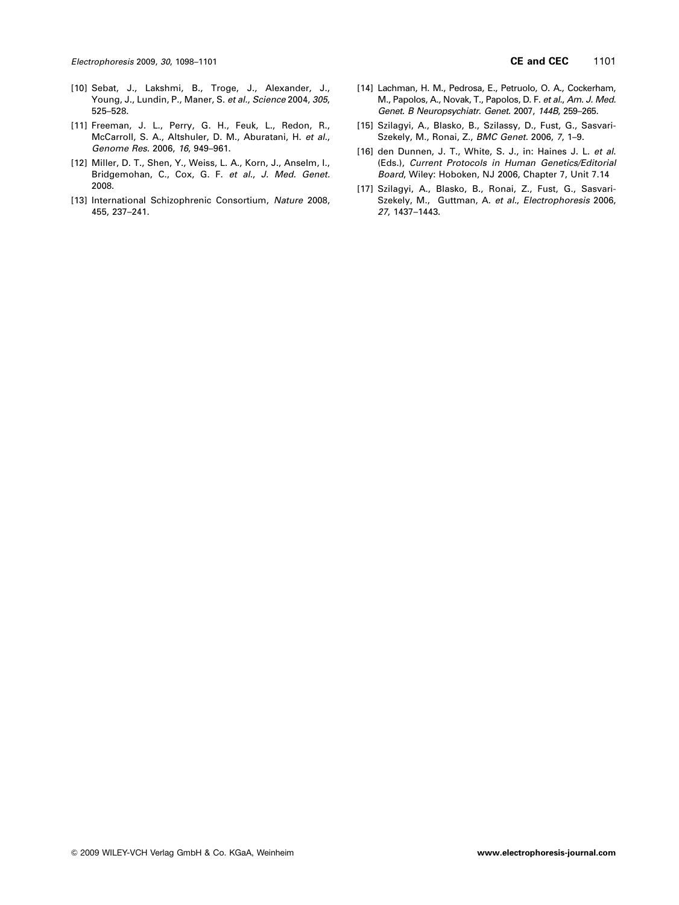[10] Sebat, J., Lakshmi, B., Troge, J., Alexander, J., Young, J., Lundin, P., Maner, S. *et al.*, *Science* 2004, *305*, 525–528.

[11] Freeman, J. L., Perry, G. H., Feuk, L., Redon, R., McCarroll, S. A., Altshuler, D. M., Aburatani, H. *et al.*, *Genome Res.* 2006, *16*, 949–961.

[12] Miller, D. T., Shen, Y., Weiss, L. A., Korn, J., Anselm, I., Bridgemohan, C., Cox, G. F. *et al.*, *J. Med. Genet.* 2008.

[13] International Schizophrenic Consortium, *Nature* 2008, 455, 237–241.

[14] Lachman, H. M., Pedrosa, E., Petruolo, O. A., Cockerham, M., Papolos, A., Novak, T., Papolos, D. F. *et al.*, *Am. J. Med. Genet. B Neuropsychiatr. Genet.* 2007, *144B*, 259–265.

[15] Szilagyi, A., Blasko, B., Szilassy, D., Fust, G., Sasvari-Szekely, M., Ronai, Z., *BMC Genet.* 2006, *7*, 1–9.

[16] den Dunnen, J. T., White, S. J., in: Haines J. L. *et al.* (Eds.), *Current Protocols in Human Genetics/Editorial Board*, Wiley: Hoboken, NJ 2006, Chapter 7, Unit 7.14

[17] Szilagyi, A., Blasko, B., Ronai, Z., Fust, G., Sasvari-Szekely, M., Guttman, A. *et al.*, *Electrophoresis* 2006, *27*, 1437–1443.